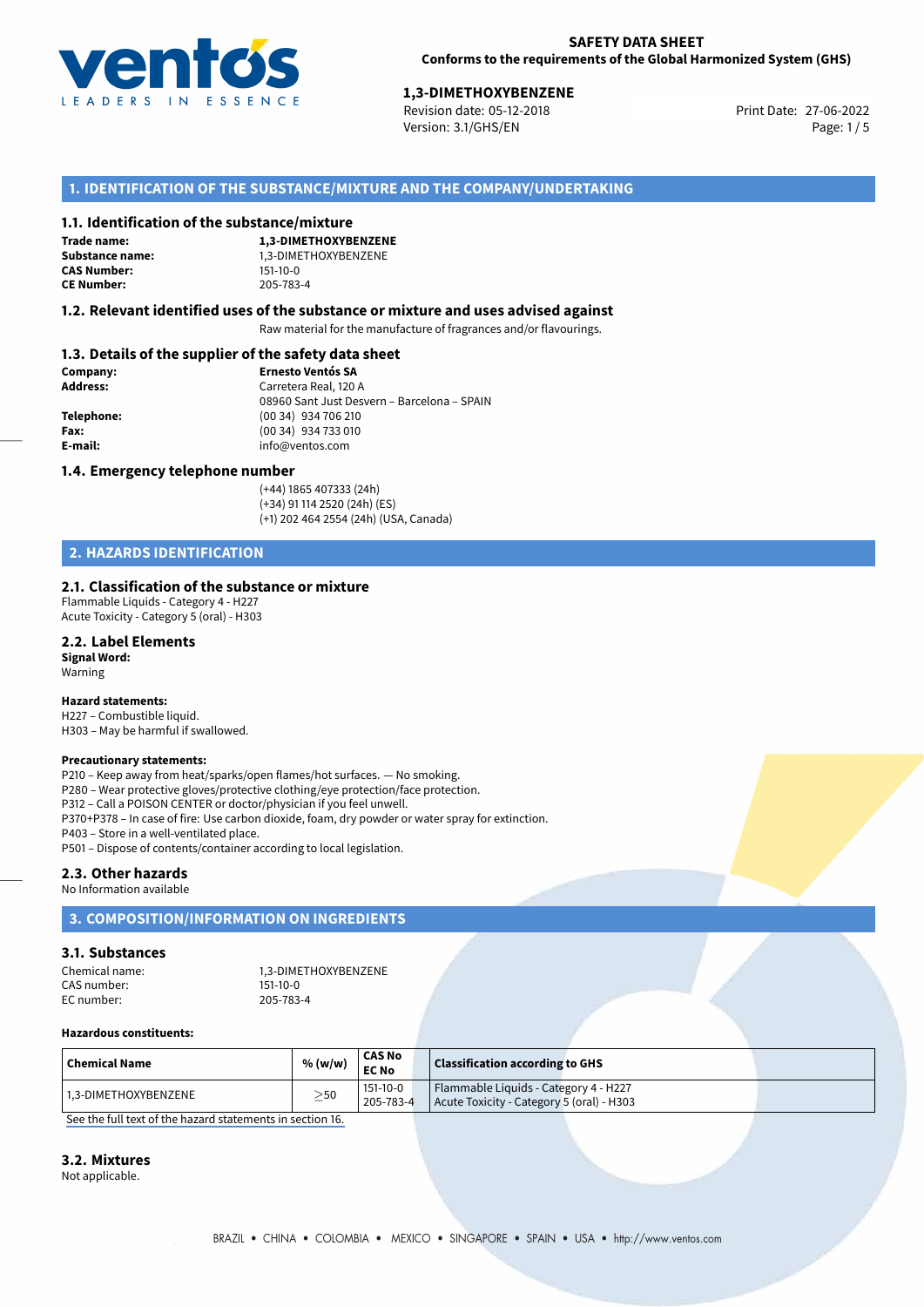**SAFETY DATA SHEET**
**Conforms to the requirements of the Global Harmonized System (GHS)**

**1,3-DIMETHOXYBENZENE**
Revision date: 05-12-2018
Version: 3.1/GHS/EN
Print Date: 27-06-2022

## 1. IDENTIFICATION OF THE SUBSTANCE/MIXTURE AND THE COMPANY/UNDERTAKING

### 1.1. Identification of the substance/mixture

**Trade name:** **1,3-DIMETHOXYBENZENE**
**Substance name:** 1,3-DIMETHOXYBENZENE
**CAS Number:** 151-10-0
**CE Number:** 205-783-4

### 1.2. Relevant identified uses of the substance or mixture and uses advised against

Raw material for the manufacture of fragrances and/or flavourings.

### 1.3. Details of the supplier of the safety data sheet

**Company:** **Ernesto Ventós SA**
**Address:** Carretera Real, 120 A
08960 Sant Just Desvern – Barcelona – SPAIN
**Telephone:** (00 34) 934 706 210
**Fax:** (00 34) 934 733 010
**E-mail:** info@ventos.com

### 1.4. Emergency telephone number

(+44) 1865 407333 (24h)
(+34) 91 114 2520 (24h) (ES)
(+1) 202 464 2554 (24h) (USA, Canada)

## 2. HAZARDS IDENTIFICATION

### 2.1. Classification of the substance or mixture

Flammable Liquids - Category 4 - H227
Acute Toxicity - Category 5 (oral) - H303

### 2.2. Label Elements

**Signal Word:**
Warning

**Hazard statements:**
H227 – Combustible liquid.
H303 – May be harmful if swallowed.

**Precautionary statements:**
P210 – Keep away from heat/sparks/open flames/hot surfaces. — No smoking.
P280 – Wear protective gloves/protective clothing/eye protection/face protection.
P312 – Call a POISON CENTER or doctor/physician if you feel unwell.
P370+P378 – In case of fire: Use carbon dioxide, foam, dry powder or water spray for extinction.
P403 – Store in a well-ventilated place.
P501 – Dispose of contents/container according to local legislation.

### 2.3. Other hazards

No Information available

## 3. COMPOSITION/INFORMATION ON INGREDIENTS

### 3.1. Substances

Chemical name: 1,3-DIMETHOXYBENZENE
CAS number: 151-10-0
EC number: 205-783-4

**Hazardous constituents:**

| Chemical Name | % (w/w) | CAS No<br>EC No | Classification according to GHS |
|---|---|---|---|
| 1,3-DIMETHOXYBENZENE | $\geq$50 | 151-10-0<br>205-783-4 | Flammable Liquids - Category 4 - H227<br>Acute Toxicity - Category 5 (oral) - H303 |

See the full text of the hazard statements in section 16.

### 3.2. Mixtures

Not applicable.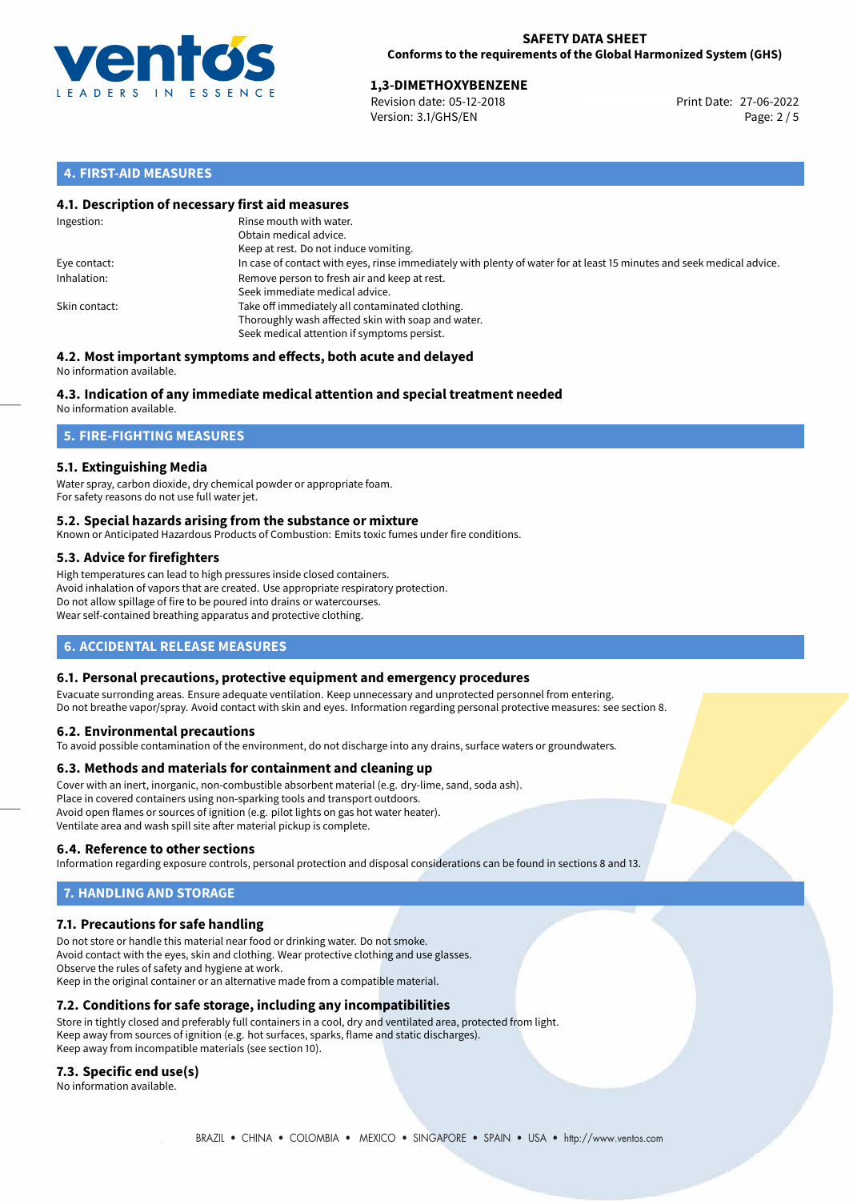## 4. FIRST-AID MEASURES

### 4.1. Description of necessary first aid measures

| | |
|---|---|
| Ingestion: | Rinse mouth with water.<br>Obtain medical advice.<br>Keep at rest. Do not induce vomiting. |
| Eye contact: | In case of contact with eyes, rinse immediately with plenty of water for at least 15 minutes and seek medical advice. |
| Inhalation: | Remove person to fresh air and keep at rest.<br>Seek immediate medical advice. |
| Skin contact: | Take off immediately all contaminated clothing.<br>Thoroughly wash affected skin with soap and water.<br>Seek medical attention if symptoms persist. |

### 4.2. Most important symptoms and effects, both acute and delayed

No information available.

### 4.3. Indication of any immediate medical attention and special treatment needed

No information available.

## 5. FIRE-FIGHTING MEASURES

### 5.1. Extinguishing Media

Water spray, carbon dioxide, dry chemical powder or appropriate foam.
For safety reasons do not use full water jet.

### 5.2. Special hazards arising from the substance or mixture

Known or Anticipated Hazardous Products of Combustion: Emits toxic fumes under fire conditions.

### 5.3. Advice for firefighters

High temperatures can lead to high pressures inside closed containers.
Avoid inhalation of vapors that are created. Use appropriate respiratory protection.
Do not allow spillage of fire to be poured into drains or watercourses.
Wear self-contained breathing apparatus and protective clothing.

## 6. ACCIDENTAL RELEASE MEASURES

### 6.1. Personal precautions, protective equipment and emergency procedures

Evacuate surronding areas. Ensure adequate ventilation. Keep unnecessary and unprotected personnel from entering.
Do not breathe vapor/spray. Avoid contact with skin and eyes. Information regarding personal protective measures: see section 8.

### 6.2. Environmental precautions

To avoid possible contamination of the environment, do not discharge into any drains, surface waters or groundwaters.

### 6.3. Methods and materials for containment and cleaning up

Cover with an inert, inorganic, non-combustible absorbent material (e.g. dry-lime, sand, soda ash).
Place in covered containers using non-sparking tools and transport outdoors.
Avoid open flames or sources of ignition (e.g. pilot lights on gas hot water heater).
Ventilate area and wash spill site after material pickup is complete.

### 6.4. Reference to other sections

Information regarding exposure controls, personal protection and disposal considerations can be found in sections 8 and 13.

## 7. HANDLING AND STORAGE

### 7.1. Precautions for safe handling

Do not store or handle this material near food or drinking water. Do not smoke.
Avoid contact with the eyes, skin and clothing. Wear protective clothing and use glasses.
Observe the rules of safety and hygiene at work.
Keep in the original container or an alternative made from a compatible material.

### 7.2. Conditions for safe storage, including any incompatibilities

Store in tightly closed and preferably full containers in a cool, dry and ventilated area, protected from light.
Keep away from sources of ignition (e.g. hot surfaces, sparks, flame and static discharges).
Keep away from incompatible materials (see section 10).

### 7.3. Specific end use(s)

No information available.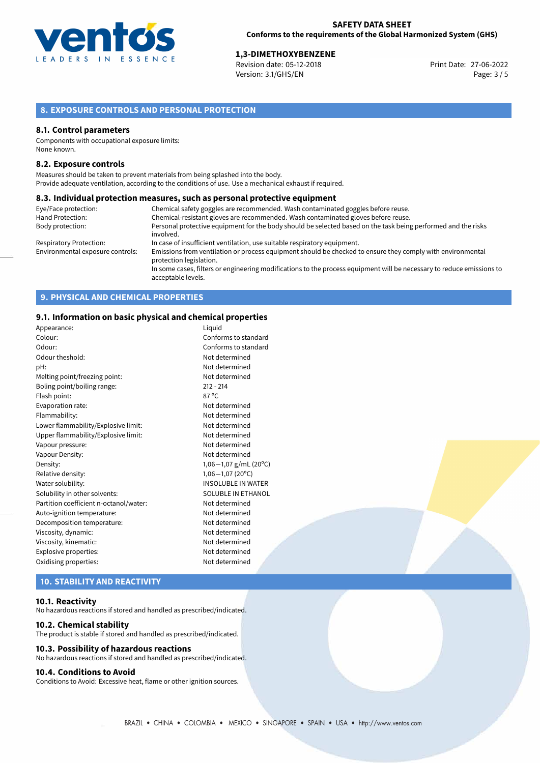## 8. EXPOSURE CONTROLS AND PERSONAL PROTECTION

### 8.1. Control parameters

Components with occupational exposure limits:
None known.

### 8.2. Exposure controls

Measures should be taken to prevent materials from being splashed into the body.
Provide adequate ventilation, according to the conditions of use. Use a mechanical exhaust if required.

### 8.3. Individual protection measures, such as personal protective equipment

| | |
|---|---|
| Eye/Face protection: | Chemical safety goggles are recommended. Wash contaminated goggles before reuse. |
| Hand Protection: | Chemical-resistant gloves are recommended. Wash contaminated gloves before reuse. |
| Body protection: | Personal protective equipment for the body should be selected based on the task being performed and the risks involved. |
| Respiratory Protection: | In case of insufficient ventilation, use suitable respiratory equipment. |
| Environmental exposure controls: | Emissions from ventilation or process equipment should be checked to ensure they comply with environmental protection legislation. In some cases, filters or engineering modifications to the process equipment will be necessary to reduce emissions to acceptable levels. |

## 9. PHYSICAL AND CHEMICAL PROPERTIES

### 9.1. Information on basic physical and chemical properties

| | |
|---|---|
| Appearance: | Liquid |
| Colour: | Conforms to standard |
| Odour: | Conforms to standard |
| Odour theshold: | Not determined |
| pH: | Not determined |
| Melting point/freezing point: | Not determined |
| Boling point/boiling range: | 212 - 214 |
| Flash point: | 87 °C |
| Evaporation rate: | Not determined |
| Flammability: | Not determined |
| Lower flammability/Explosive limit: | Not determined |
| Upper flammability/Explosive limit: | Not determined |
| Vapour pressure: | Not determined |
| Vapour Density: | Not determined |
| Density: | 1,06−1,07 g/mL (20°C) |
| Relative density: | 1,06−1,07 (20°C) |
| Water solubility: | INSOLUBLE IN WATER |
| Solubility in other solvents: | SOLUBLE IN ETHANOL |
| Partition coefficient n-octanol/water: | Not determined |
| Auto-ignition temperature: | Not determined |
| Decomposition temperature: | Not determined |
| Viscosity, dynamic: | Not determined |
| Viscosity, kinematic: | Not determined |
| Explosive properties: | Not determined |
| Oxidising properties: | Not determined |

## 10. STABILITY AND REACTIVITY

### 10.1. Reactivity

No hazardous reactions if stored and handled as prescribed/indicated.

### 10.2. Chemical stability

The product is stable if stored and handled as prescribed/indicated.

### 10.3. Possibility of hazardous reactions

No hazardous reactions if stored and handled as prescribed/indicated.

### 10.4. Conditions to Avoid

Conditions to Avoid: Excessive heat, flame or other ignition sources.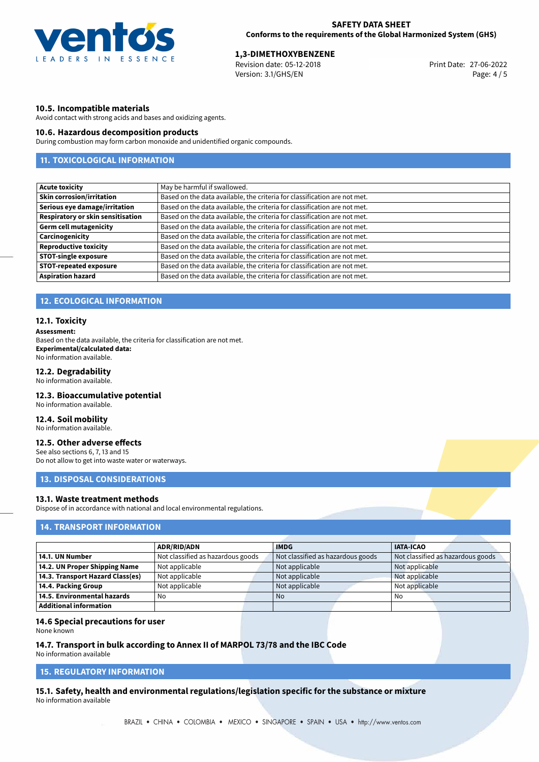### 10.5. Incompatible materials

Avoid contact with strong acids and bases and oxidizing agents.

### 10.6. Hazardous decomposition products

During combustion may form carbon monoxide and unidentified organic compounds.

## 11. TOXICOLOGICAL INFORMATION

| | |
|---|---|
| **Acute toxicity** | May be harmful if swallowed. |
| **Skin corrosion/irritation** | Based on the data available, the criteria for classification are not met. |
| **Serious eye damage/irritation** | Based on the data available, the criteria for classification are not met. |
| **Respiratory or skin sensitisation** | Based on the data available, the criteria for classification are not met. |
| **Germ cell mutagenicity** | Based on the data available, the criteria for classification are not met. |
| **Carcinogenicity** | Based on the data available, the criteria for classification are not met. |
| **Reproductive toxicity** | Based on the data available, the criteria for classification are not met. |
| **STOT-single exposure** | Based on the data available, the criteria for classification are not met. |
| **STOT-repeated exposure** | Based on the data available, the criteria for classification are not met. |
| **Aspiration hazard** | Based on the data available, the criteria for classification are not met. |

## 12. ECOLOGICAL INFORMATION

### 12.1. Toxicity

**Assessment:**
Based on the data available, the criteria for classification are not met.
**Experimental/calculated data:**
No information available.

### 12.2. Degradability

No information available.

### 12.3. Bioaccumulative potential

No information available.

### 12.4. Soil mobility

No information available.

### 12.5. Other adverse effects

See also sections 6, 7, 13 and 15
Do not allow to get into waste water or waterways.

## 13. DISPOSAL CONSIDERATIONS

### 13.1. Waste treatment methods

Dispose of in accordance with national and local environmental regulations.

## 14. TRANSPORT INFORMATION

| | ADR/RID/ADN | IMDG | IATA-ICAO |
|---|---|---|---|
| **14.1. UN Number** | Not classified as hazardous goods | Not classified as hazardous goods | Not classified as hazardous goods |
| **14.2. UN Proper Shipping Name** | Not applicable | Not applicable | Not applicable |
| **14.3. Transport Hazard Class(es)** | Not applicable | Not applicable | Not applicable |
| **14.4. Packing Group** | Not applicable | Not applicable | Not applicable |
| **14.5. Environmental hazards** | No | No | No |
| **Additional information** | | | |

### 14.6 Special precautions for user

None known

### 14.7. Transport in bulk according to Annex II of MARPOL 73/78 and the IBC Code

No information available

## 15. REGULATORY INFORMATION

### 15.1. Safety, health and environmental regulations/legislation specific for the substance or mixture

No information available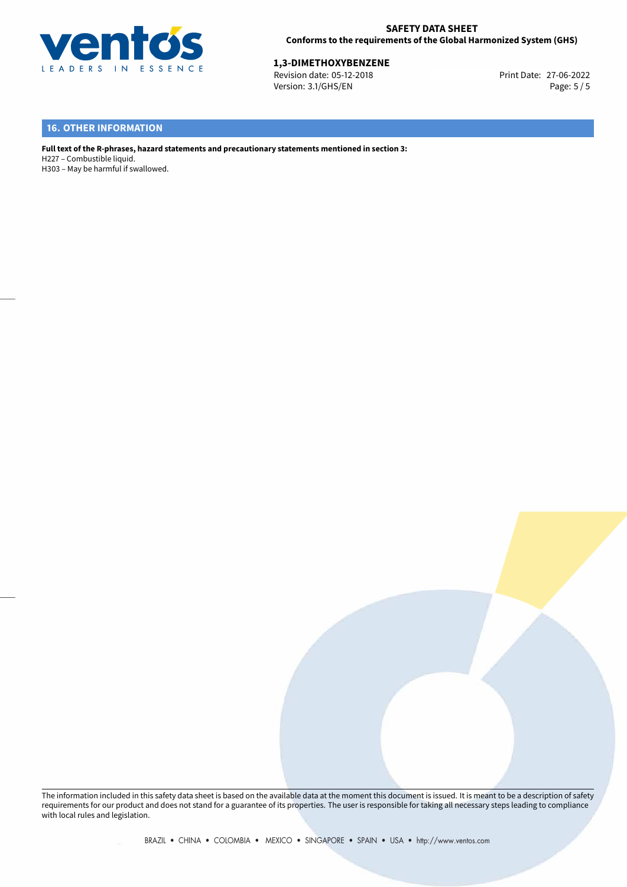## 16. OTHER INFORMATION

**Full text of the R-phrases, hazard statements and precautionary statements mentioned in section 3:**

H227 – Combustible liquid.
H303 – May be harmful if swallowed.

The information included in this safety data sheet is based on the available data at the moment this document is issued. It is meant to be a description of safety requirements for our product and does not stand for a guarantee of its properties. The user is responsible for taking all necessary steps leading to compliance with local rules and legislation.